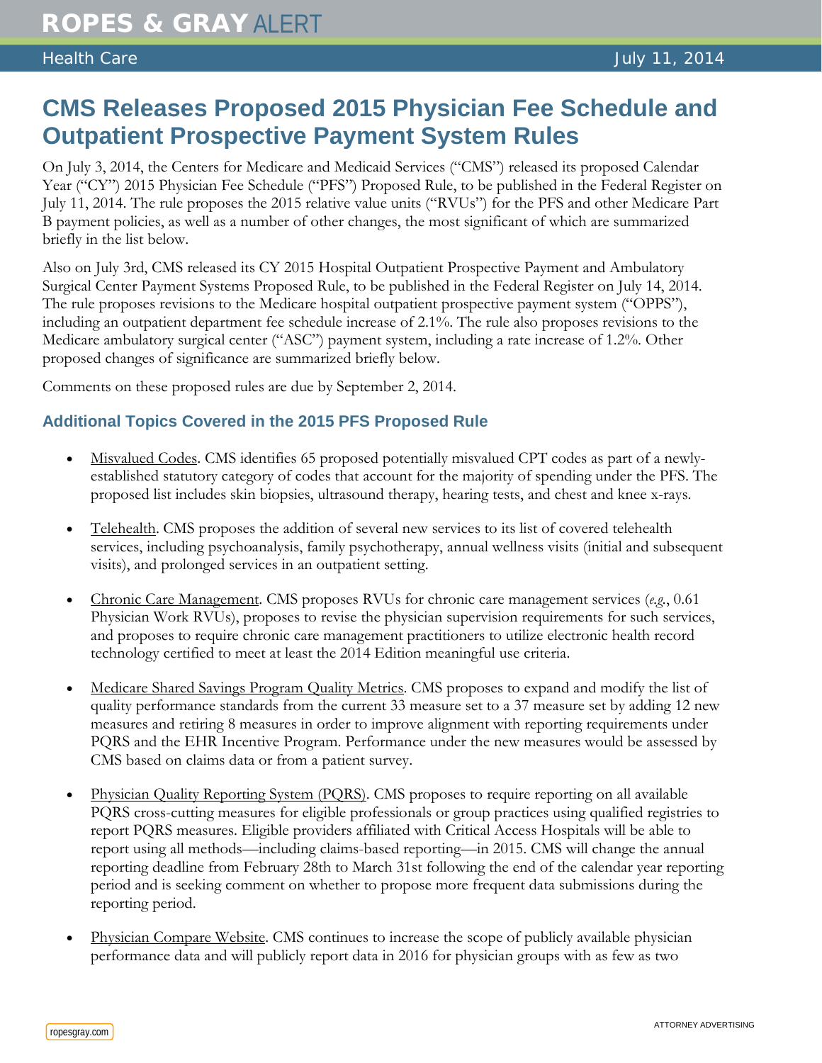# ROPES & GRAY ALERT

Health Care — July 11, 2014

## CMS Releases Proposed 2015 Physician Fee Schedule and Outpatient Prospective Payment System Rules

On July 3, 2014, the Centers for Medicare and Medicaid Services ("CMS") released its proposed Calendar Year ("CY") 2015 Physician Fee Schedule ("PFS") Proposed Rule, to be published in the Federal Register on July 11, 2014. The rule proposes the 2015 relative value units ("RVUs") for the PFS and other Medicare Part B payment policies, as well as a number of other changes, the most significant of which are summarized briefly in the list below.

Also on July 3rd, CMS released its CY 2015 Hospital Outpatient Prospective Payment and Ambulatory Surgical Center Payment Systems Proposed Rule, to be published in the Federal Register on July 14, 2014. The rule proposes revisions to the Medicare hospital outpatient prospective payment system ("OPPS"), including an outpatient department fee schedule increase of 2.1%. The rule also proposes revisions to the Medicare ambulatory surgical center ("ASC") payment system, including a rate increase of 1.2%. Other proposed changes of significance are summarized briefly below.

Comments on these proposed rules are due by September 2, 2014.

### Additional Topics Covered in the 2015 PFS Proposed Rule

- Misvalued Codes. CMS identifies 65 proposed potentially misvalued CPT codes as part of a newly-established statutory category of codes that account for the majority of spending under the PFS. The proposed list includes skin biopsies, ultrasound therapy, hearing tests, and chest and knee x-rays.
- Telehealth. CMS proposes the addition of several new services to its list of covered telehealth services, including psychoanalysis, family psychotherapy, annual wellness visits (initial and subsequent visits), and prolonged services in an outpatient setting.
- Chronic Care Management. CMS proposes RVUs for chronic care management services (*e.g.*, 0.61 Physician Work RVUs), proposes to revise the physician supervision requirements for such services, and proposes to require chronic care management practitioners to utilize electronic health record technology certified to meet at least the 2014 Edition meaningful use criteria.
- Medicare Shared Savings Program Quality Metrics. CMS proposes to expand and modify the list of quality performance standards from the current 33 measure set to a 37 measure set by adding 12 new measures and retiring 8 measures in order to improve alignment with reporting requirements under PQRS and the EHR Incentive Program. Performance under the new measures would be assessed by CMS based on claims data or from a patient survey.
- Physician Quality Reporting System (PQRS). CMS proposes to require reporting on all available PQRS cross-cutting measures for eligible professionals or group practices using qualified registries to report PQRS measures. Eligible providers affiliated with Critical Access Hospitals will be able to report using all methods—including claims-based reporting—in 2015. CMS will change the annual reporting deadline from February 28th to March 31st following the end of the calendar year reporting period and is seeking comment on whether to propose more frequent data submissions during the reporting period.
- Physician Compare Website. CMS continues to increase the scope of publicly available physician performance data and will publicly report data in 2016 for physician groups with as few as two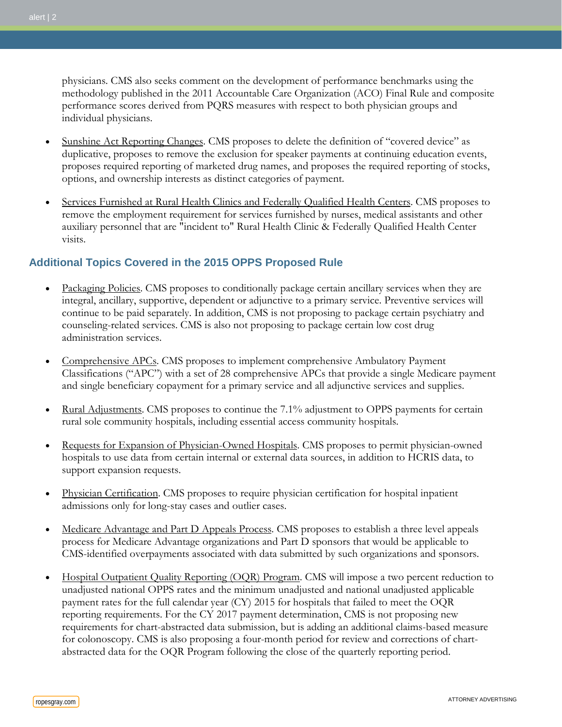physicians. CMS also seeks comment on the development of performance benchmarks using the methodology published in the 2011 Accountable Care Organization (ACO) Final Rule and composite performance scores derived from PQRS measures with respect to both physician groups and individual physicians.

- Sunshine Act Reporting Changes. CMS proposes to delete the definition of "covered device" as duplicative, proposes to remove the exclusion for speaker payments at continuing education events, proposes required reporting of marketed drug names, and proposes the required reporting of stocks, options, and ownership interests as distinct categories of payment.

- Services Furnished at Rural Health Clinics and Federally Qualified Health Centers. CMS proposes to remove the employment requirement for services furnished by nurses, medical assistants and other auxiliary personnel that are "incident to" Rural Health Clinic & Federally Qualified Health Center visits.

## Additional Topics Covered in the 2015 OPPS Proposed Rule

- Packaging Policies. CMS proposes to conditionally package certain ancillary services when they are integral, ancillary, supportive, dependent or adjunctive to a primary service. Preventive services will continue to be paid separately. In addition, CMS is not proposing to package certain psychiatry and counseling-related services. CMS is also not proposing to package certain low cost drug administration services.

- Comprehensive APCs. CMS proposes to implement comprehensive Ambulatory Payment Classifications ("APC") with a set of 28 comprehensive APCs that provide a single Medicare payment and single beneficiary copayment for a primary service and all adjunctive services and supplies.

- Rural Adjustments. CMS proposes to continue the 7.1% adjustment to OPPS payments for certain rural sole community hospitals, including essential access community hospitals.

- Requests for Expansion of Physician-Owned Hospitals. CMS proposes to permit physician-owned hospitals to use data from certain internal or external data sources, in addition to HCRIS data, to support expansion requests.

- Physician Certification. CMS proposes to require physician certification for hospital inpatient admissions only for long-stay cases and outlier cases.

- Medicare Advantage and Part D Appeals Process. CMS proposes to establish a three level appeals process for Medicare Advantage organizations and Part D sponsors that would be applicable to CMS-identified overpayments associated with data submitted by such organizations and sponsors.

- Hospital Outpatient Quality Reporting (OQR) Program. CMS will impose a two percent reduction to unadjusted national OPPS rates and the minimum unadjusted and national unadjusted applicable payment rates for the full calendar year (CY) 2015 for hospitals that failed to meet the OQR reporting requirements. For the CY 2017 payment determination, CMS is not proposing new requirements for chart-abstracted data submission, but is adding an additional claims-based measure for colonoscopy. CMS is also proposing a four-month period for review and corrections of chart-abstracted data for the OQR Program following the close of the quarterly reporting period.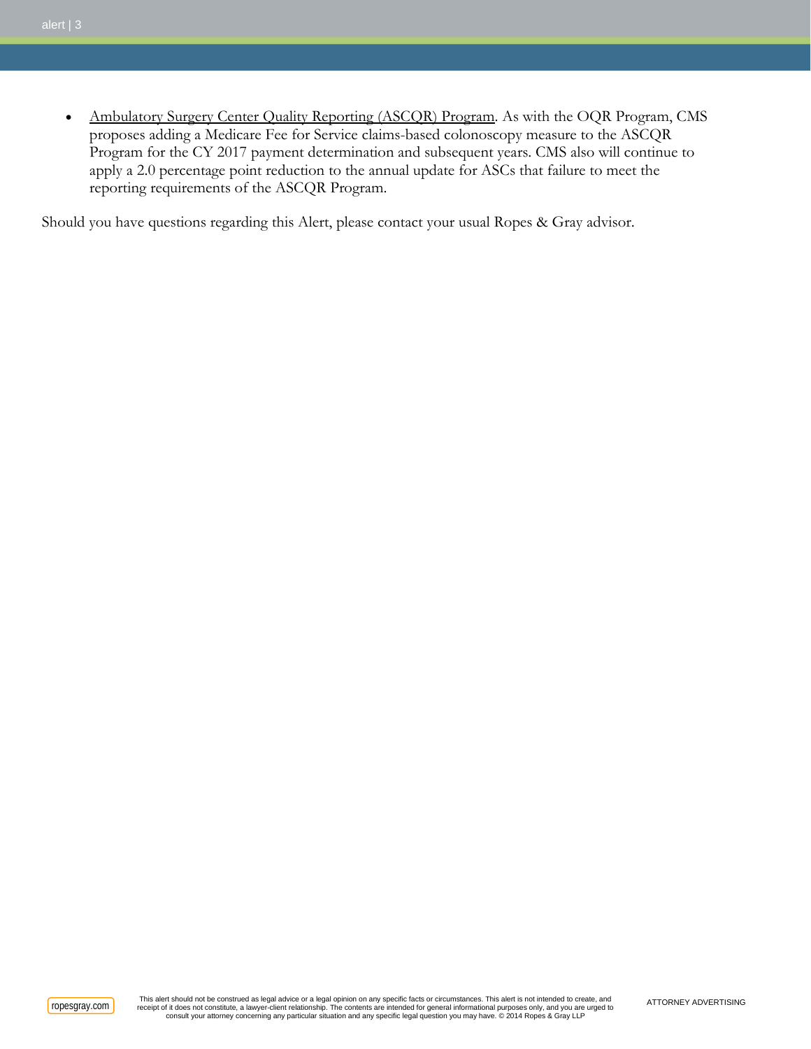- Ambulatory Surgery Center Quality Reporting (ASCQR) Program. As with the OQR Program, CMS proposes adding a Medicare Fee for Service claims-based colonoscopy measure to the ASCQR Program for the CY 2017 payment determination and subsequent years. CMS also will continue to apply a 2.0 percentage point reduction to the annual update for ASCs that failure to meet the reporting requirements of the ASCQR Program.

Should you have questions regarding this Alert, please contact your usual Ropes & Gray advisor.

This alert should not be construed as legal advice or a legal opinion on any specific facts or circumstances. This alert is not intended to create, and receipt of it does not constitute, a lawyer-client relationship. The contents are intended for general informational purposes only, and you are urged to consult your attorney concerning any particular situation and any specific legal question you may have. © 2014 Ropes & Gray LLP

ATTORNEY ADVERTISING